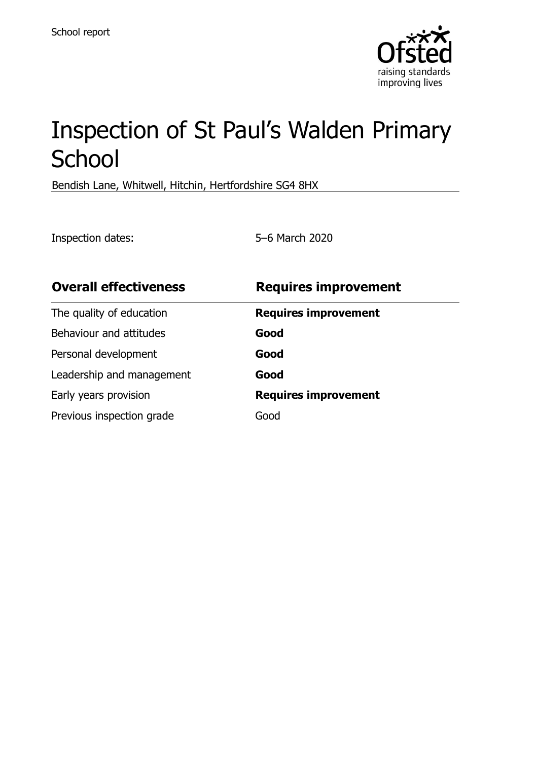School report

# Inspection of St Paul's Walden Primary School

Bendish Lane, Whitwell, Hitchin, Hertfordshire SG4 8HX

Inspection dates: 5–6 March 2020

| **Overall effectiveness** | **Requires improvement** |
| --- | --- |
| The quality of education | **Requires improvement** |
| Behaviour and attitudes | **Good** |
| Personal development | **Good** |
| Leadership and management | **Good** |
| Early years provision | **Requires improvement** |
| Previous inspection grade | Good |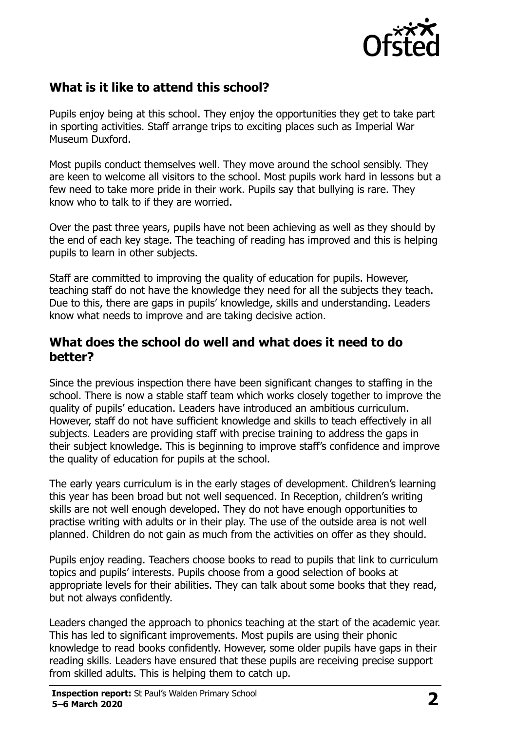## What is it like to attend this school?

Pupils enjoy being at this school. They enjoy the opportunities they get to take part in sporting activities. Staff arrange trips to exciting places such as Imperial War Museum Duxford.

Most pupils conduct themselves well. They move around the school sensibly. They are keen to welcome all visitors to the school. Most pupils work hard in lessons but a few need to take more pride in their work. Pupils say that bullying is rare. They know who to talk to if they are worried.

Over the past three years, pupils have not been achieving as well as they should by the end of each key stage. The teaching of reading has improved and this is helping pupils to learn in other subjects.

Staff are committed to improving the quality of education for pupils. However, teaching staff do not have the knowledge they need for all the subjects they teach. Due to this, there are gaps in pupils' knowledge, skills and understanding. Leaders know what needs to improve and are taking decisive action.

## What does the school do well and what does it need to do better?

Since the previous inspection there have been significant changes to staffing in the school. There is now a stable staff team which works closely together to improve the quality of pupils' education. Leaders have introduced an ambitious curriculum. However, staff do not have sufficient knowledge and skills to teach effectively in all subjects. Leaders are providing staff with precise training to address the gaps in their subject knowledge. This is beginning to improve staff's confidence and improve the quality of education for pupils at the school.

The early years curriculum is in the early stages of development. Children's learning this year has been broad but not well sequenced. In Reception, children's writing skills are not well enough developed. They do not have enough opportunities to practise writing with adults or in their play. The use of the outside area is not well planned. Children do not gain as much from the activities on offer as they should.

Pupils enjoy reading. Teachers choose books to read to pupils that link to curriculum topics and pupils' interests. Pupils choose from a good selection of books at appropriate levels for their abilities. They can talk about some books that they read, but not always confidently.

Leaders changed the approach to phonics teaching at the start of the academic year. This has led to significant improvements. Most pupils are using their phonic knowledge to read books confidently. However, some older pupils have gaps in their reading skills. Leaders have ensured that these pupils are receiving precise support from skilled adults. This is helping them to catch up.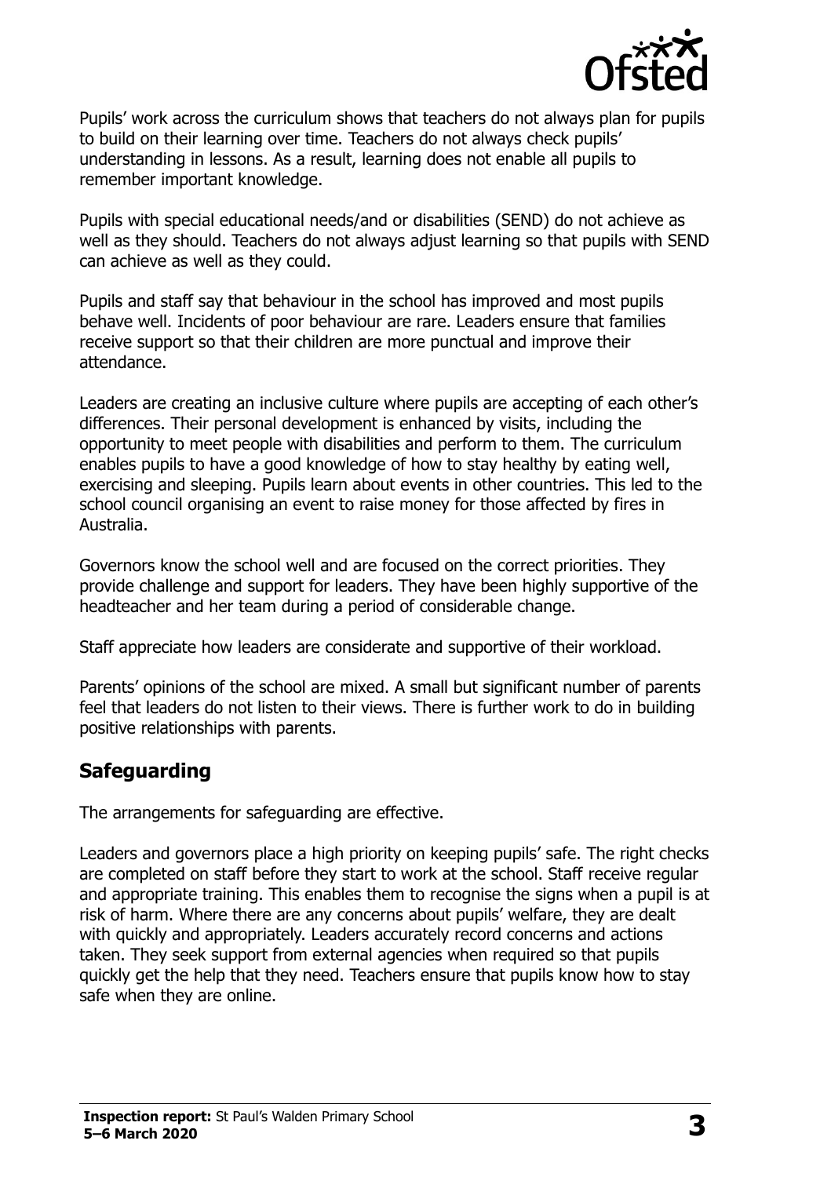Pupils' work across the curriculum shows that teachers do not always plan for pupils to build on their learning over time. Teachers do not always check pupils' understanding in lessons. As a result, learning does not enable all pupils to remember important knowledge.

Pupils with special educational needs/and or disabilities (SEND) do not achieve as well as they should. Teachers do not always adjust learning so that pupils with SEND can achieve as well as they could.

Pupils and staff say that behaviour in the school has improved and most pupils behave well. Incidents of poor behaviour are rare. Leaders ensure that families receive support so that their children are more punctual and improve their attendance.

Leaders are creating an inclusive culture where pupils are accepting of each other's differences. Their personal development is enhanced by visits, including the opportunity to meet people with disabilities and perform to them. The curriculum enables pupils to have a good knowledge of how to stay healthy by eating well, exercising and sleeping. Pupils learn about events in other countries. This led to the school council organising an event to raise money for those affected by fires in Australia.

Governors know the school well and are focused on the correct priorities. They provide challenge and support for leaders. They have been highly supportive of the headteacher and her team during a period of considerable change.

Staff appreciate how leaders are considerate and supportive of their workload.

Parents' opinions of the school are mixed. A small but significant number of parents feel that leaders do not listen to their views. There is further work to do in building positive relationships with parents.

## Safeguarding

The arrangements for safeguarding are effective.

Leaders and governors place a high priority on keeping pupils' safe. The right checks are completed on staff before they start to work at the school. Staff receive regular and appropriate training. This enables them to recognise the signs when a pupil is at risk of harm. Where there are any concerns about pupils' welfare, they are dealt with quickly and appropriately. Leaders accurately record concerns and actions taken. They seek support from external agencies when required so that pupils quickly get the help that they need. Teachers ensure that pupils know how to stay safe when they are online.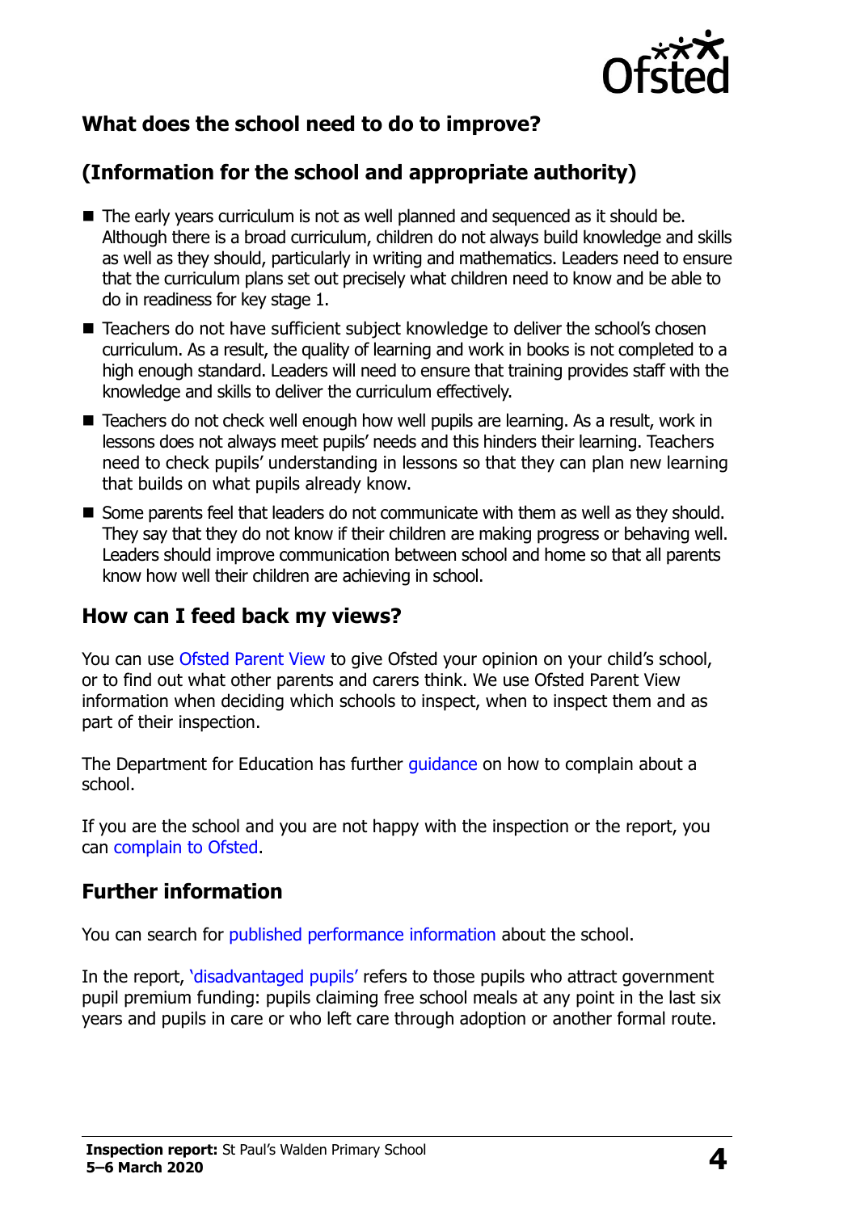## What does the school need to do to improve?

## (Information for the school and appropriate authority)

- The early years curriculum is not as well planned and sequenced as it should be. Although there is a broad curriculum, children do not always build knowledge and skills as well as they should, particularly in writing and mathematics. Leaders need to ensure that the curriculum plans set out precisely what children need to know and be able to do in readiness for key stage 1.
- Teachers do not have sufficient subject knowledge to deliver the school's chosen curriculum. As a result, the quality of learning and work in books is not completed to a high enough standard. Leaders will need to ensure that training provides staff with the knowledge and skills to deliver the curriculum effectively.
- Teachers do not check well enough how well pupils are learning. As a result, work in lessons does not always meet pupils' needs and this hinders their learning. Teachers need to check pupils' understanding in lessons so that they can plan new learning that builds on what pupils already know.
- Some parents feel that leaders do not communicate with them as well as they should. They say that they do not know if their children are making progress or behaving well. Leaders should improve communication between school and home so that all parents know how well their children are achieving in school.

## How can I feed back my views?

You can use Ofsted Parent View to give Ofsted your opinion on your child's school, or to find out what other parents and carers think. We use Ofsted Parent View information when deciding which schools to inspect, when to inspect them and as part of their inspection.

The Department for Education has further guidance on how to complain about a school.

If you are the school and you are not happy with the inspection or the report, you can complain to Ofsted.

## Further information

You can search for published performance information about the school.

In the report, 'disadvantaged pupils' refers to those pupils who attract government pupil premium funding: pupils claiming free school meals at any point in the last six years and pupils in care or who left care through adoption or another formal route.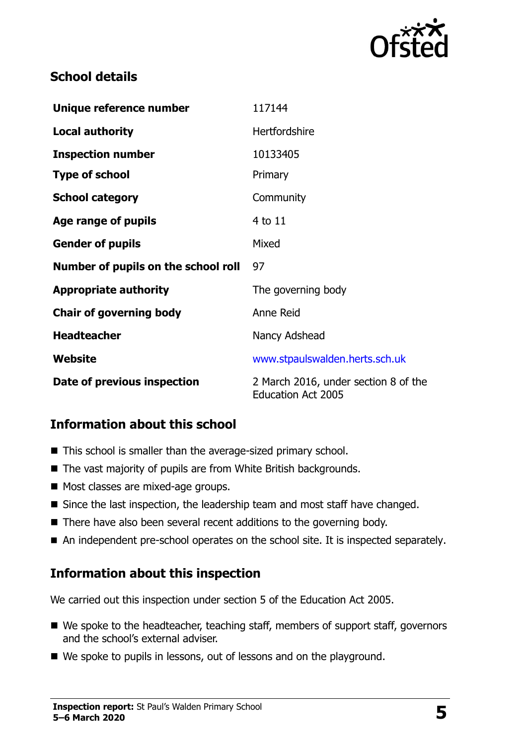## School details

| | |
|---|---|
| **Unique reference number** | 117144 |
| **Local authority** | Hertfordshire |
| **Inspection number** | 10133405 |
| **Type of school** | Primary |
| **School category** | Community |
| **Age range of pupils** | 4 to 11 |
| **Gender of pupils** | Mixed |
| **Number of pupils on the school roll** | 97 |
| **Appropriate authority** | The governing body |
| **Chair of governing body** | Anne Reid |
| **Headteacher** | Nancy Adshead |
| **Website** | www.stpaulswalden.herts.sch.uk |
| **Date of previous inspection** | 2 March 2016, under section 8 of the Education Act 2005 |

## Information about this school

- This school is smaller than the average-sized primary school.
- The vast majority of pupils are from White British backgrounds.
- Most classes are mixed-age groups.
- Since the last inspection, the leadership team and most staff have changed.
- There have also been several recent additions to the governing body.
- An independent pre-school operates on the school site. It is inspected separately.

## Information about this inspection

We carried out this inspection under section 5 of the Education Act 2005.

- We spoke to the headteacher, teaching staff, members of support staff, governors and the school's external adviser.
- We spoke to pupils in lessons, out of lessons and on the playground.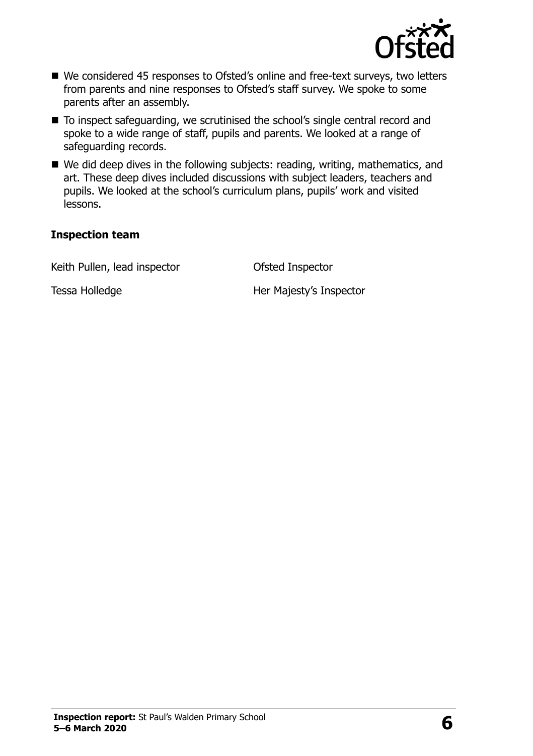- We considered 45 responses to Ofsted's online and free-text surveys, two letters from parents and nine responses to Ofsted's staff survey. We spoke to some parents after an assembly.
- To inspect safeguarding, we scrutinised the school's single central record and spoke to a wide range of staff, pupils and parents. We looked at a range of safeguarding records.
- We did deep dives in the following subjects: reading, writing, mathematics, and art. These deep dives included discussions with subject leaders, teachers and pupils. We looked at the school's curriculum plans, pupils' work and visited lessons.

**Inspection team**

| | |
|---|---|
| Keith Pullen, lead inspector | Ofsted Inspector |
| Tessa Holledge | Her Majesty's Inspector |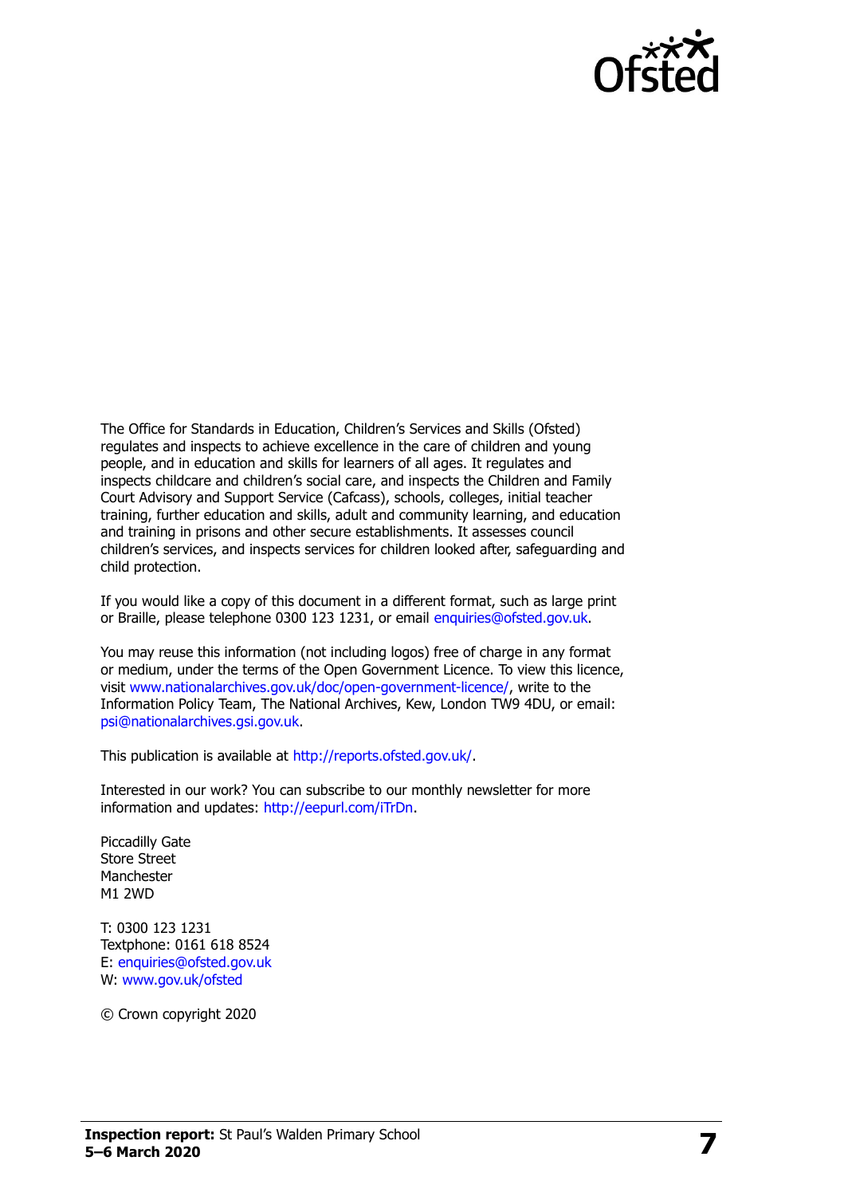The Office for Standards in Education, Children's Services and Skills (Ofsted) regulates and inspects to achieve excellence in the care of children and young people, and in education and skills for learners of all ages. It regulates and inspects childcare and children's social care, and inspects the Children and Family Court Advisory and Support Service (Cafcass), schools, colleges, initial teacher training, further education and skills, adult and community learning, and education and training in prisons and other secure establishments. It assesses council children's services, and inspects services for children looked after, safeguarding and child protection.

If you would like a copy of this document in a different format, such as large print or Braille, please telephone 0300 123 1231, or email enquiries@ofsted.gov.uk.

You may reuse this information (not including logos) free of charge in any format or medium, under the terms of the Open Government Licence. To view this licence, visit www.nationalarchives.gov.uk/doc/open-government-licence/, write to the Information Policy Team, The National Archives, Kew, London TW9 4DU, or email: psi@nationalarchives.gsi.gov.uk.

This publication is available at http://reports.ofsted.gov.uk/.

Interested in our work? You can subscribe to our monthly newsletter for more information and updates: http://eepurl.com/iTrDn.

Piccadilly Gate
Store Street
Manchester
M1 2WD

T: 0300 123 1231
Textphone: 0161 618 8524
E: enquiries@ofsted.gov.uk
W: www.gov.uk/ofsted

© Crown copyright 2020